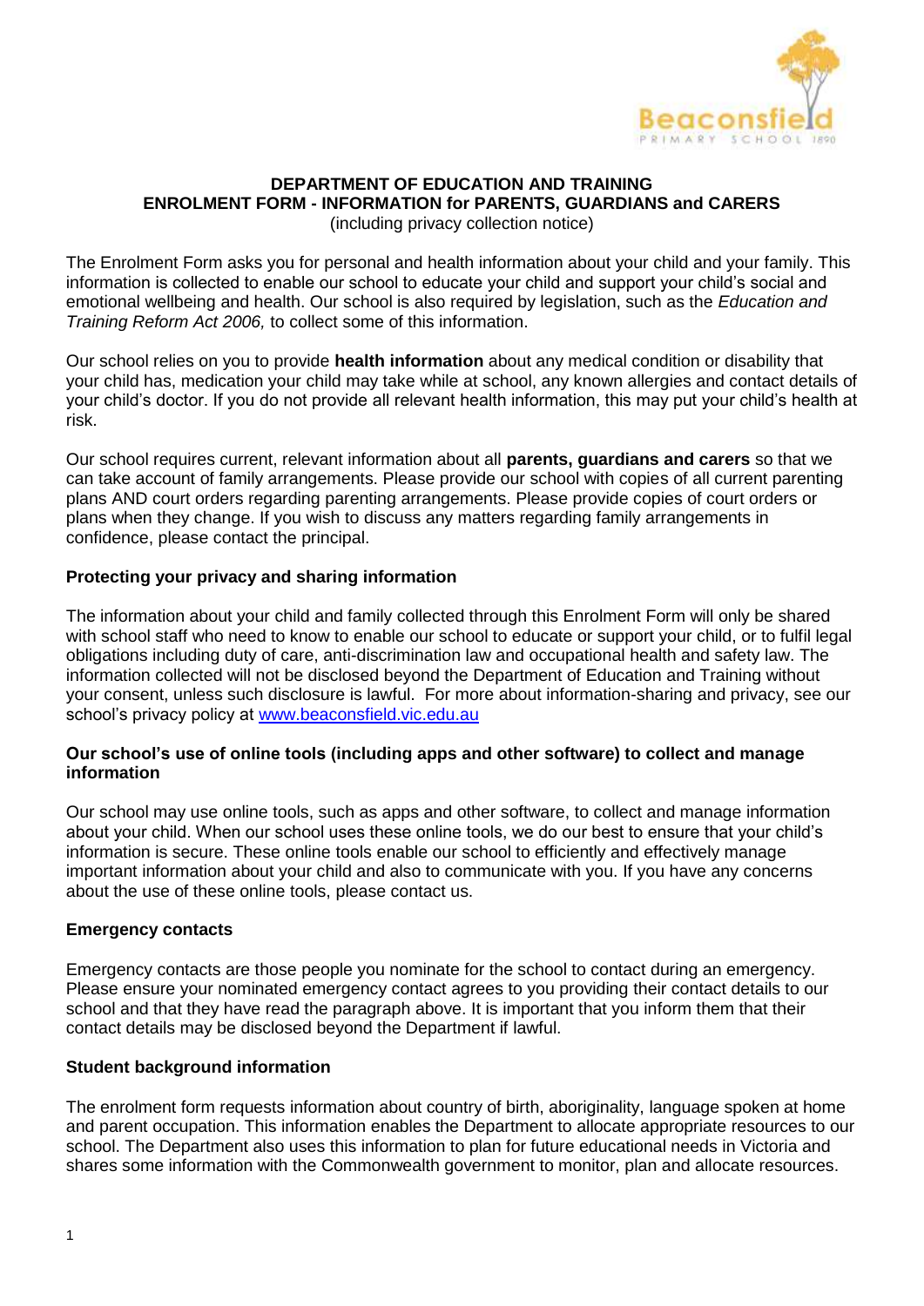# DEPARTMENT OF EDUCATION AND TRAINING
## ENROLMENT FORM - INFORMATION for PARENTS, GUARDIANS and CARERS

(including privacy collection notice)

The Enrolment Form asks you for personal and health information about your child and your family. This information is collected to enable our school to educate your child and support your child's social and emotional wellbeing and health. Our school is also required by legislation, such as the *Education and Training Reform Act 2006,* to collect some of this information.

Our school relies on you to provide **health information** about any medical condition or disability that your child has, medication your child may take while at school, any known allergies and contact details of your child's doctor. If you do not provide all relevant health information, this may put your child's health at risk.

Our school requires current, relevant information about all **parents, guardians and carers** so that we can take account of family arrangements. Please provide our school with copies of all current parenting plans AND court orders regarding parenting arrangements. Please provide copies of court orders or plans when they change. If you wish to discuss any matters regarding family arrangements in confidence, please contact the principal.

### Protecting your privacy and sharing information

The information about your child and family collected through this Enrolment Form will only be shared with school staff who need to know to enable our school to educate or support your child, or to fulfil legal obligations including duty of care, anti-discrimination law and occupational health and safety law. The information collected will not be disclosed beyond the Department of Education and Training without your consent, unless such disclosure is lawful. For more about information-sharing and privacy, see our school's privacy policy at [www.beaconsfield.vic.edu.au](http://www.beaconsfield.vic.edu.au)

### Our school's use of online tools (including apps and other software) to collect and manage information

Our school may use online tools, such as apps and other software, to collect and manage information about your child. When our school uses these online tools, we do our best to ensure that your child's information is secure. These online tools enable our school to efficiently and effectively manage important information about your child and also to communicate with you. If you have any concerns about the use of these online tools, please contact us.

### Emergency contacts

Emergency contacts are those people you nominate for the school to contact during an emergency. Please ensure your nominated emergency contact agrees to you providing their contact details to our school and that they have read the paragraph above. It is important that you inform them that their contact details may be disclosed beyond the Department if lawful.

### Student background information

The enrolment form requests information about country of birth, aboriginality, language spoken at home and parent occupation. This information enables the Department to allocate appropriate resources to our school. The Department also uses this information to plan for future educational needs in Victoria and shares some information with the Commonwealth government to monitor, plan and allocate resources.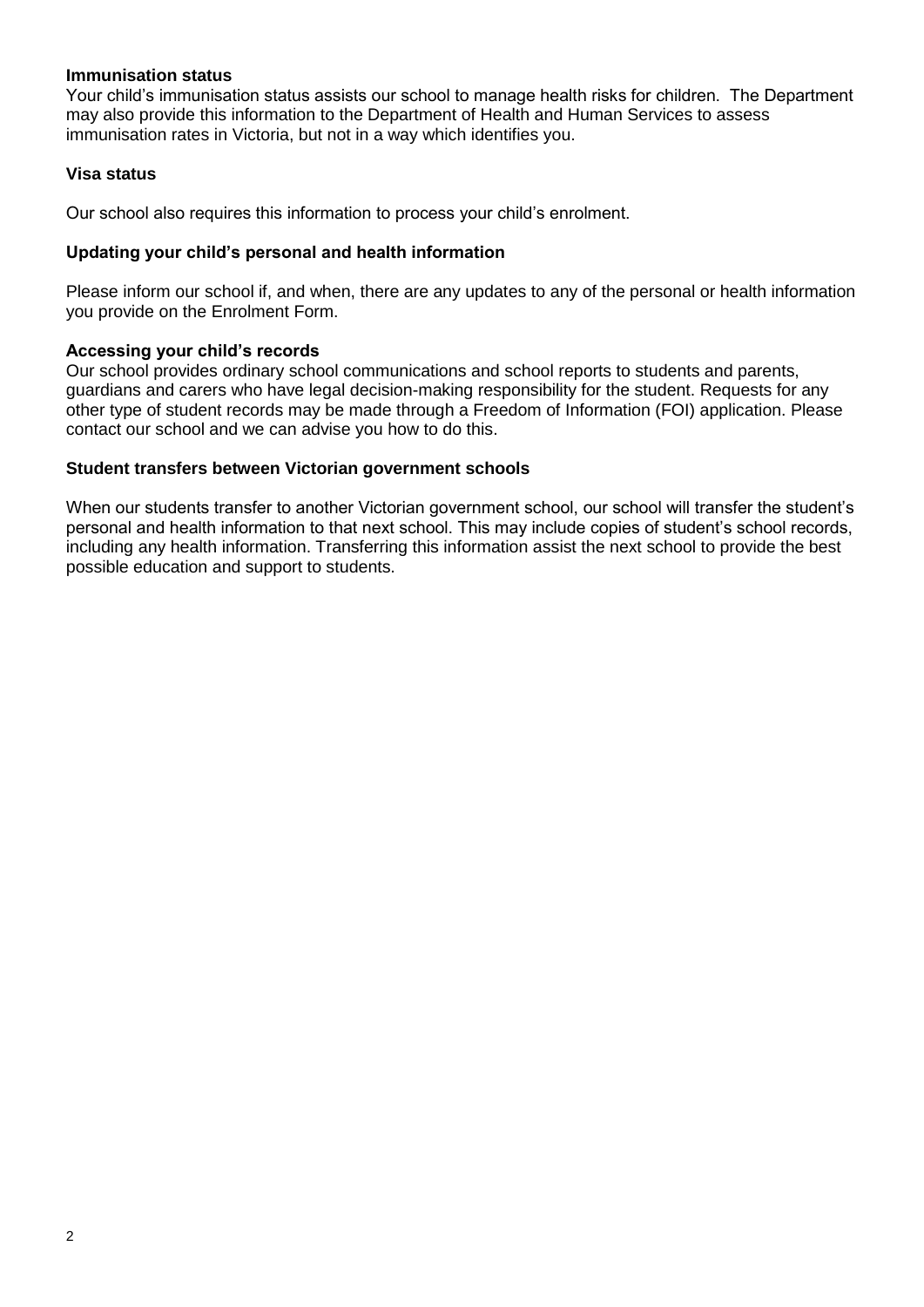**Immunisation status**

Your child's immunisation status assists our school to manage health risks for children. The Department may also provide this information to the Department of Health and Human Services to assess immunisation rates in Victoria, but not in a way which identifies you.

**Visa status**

Our school also requires this information to process your child's enrolment.

**Updating your child's personal and health information**

Please inform our school if, and when, there are any updates to any of the personal or health information you provide on the Enrolment Form.

**Accessing your child's records**

Our school provides ordinary school communications and school reports to students and parents, guardians and carers who have legal decision-making responsibility for the student. Requests for any other type of student records may be made through a Freedom of Information (FOI) application. Please contact our school and we can advise you how to do this.

**Student transfers between Victorian government schools**

When our students transfer to another Victorian government school, our school will transfer the student's personal and health information to that next school. This may include copies of student's school records, including any health information. Transferring this information assist the next school to provide the best possible education and support to students.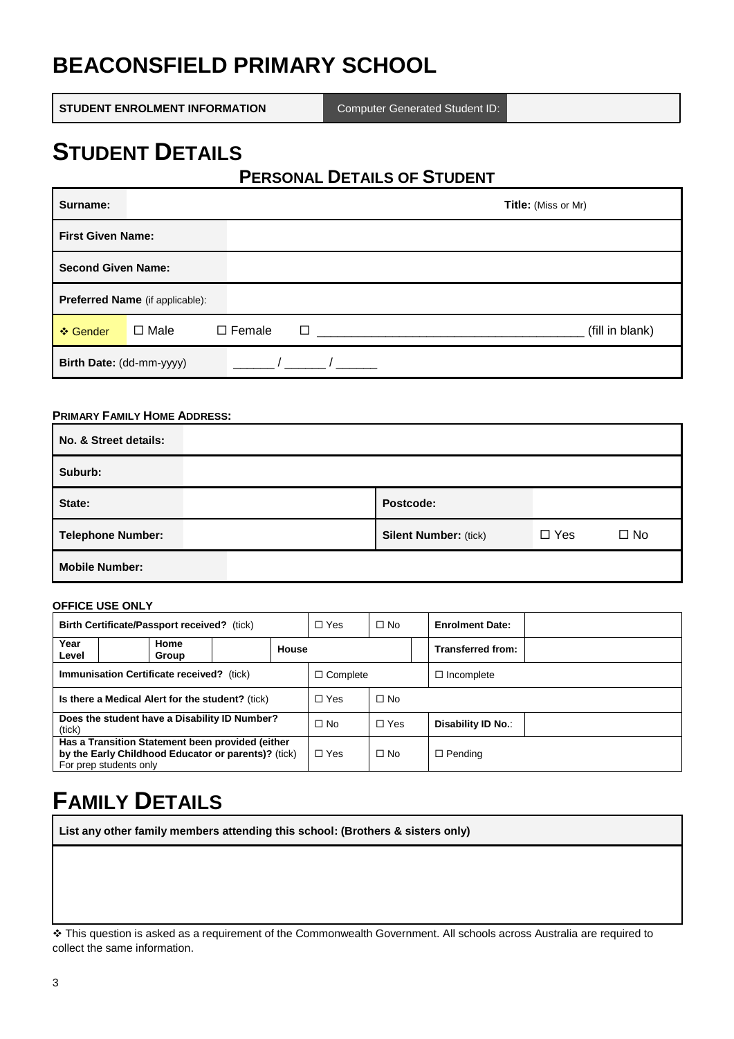# BEACONSFIELD PRIMARY SCHOOL

| STUDENT ENROLMENT INFORMATION | Computer Generated Student ID: | |
|---|---|---|

# STUDENT DETAILS

## PERSONAL DETAILS OF STUDENT

| | | | |
|---|---|---|---|
| **Surname:** | | **Title:** (Miss or Mr) | |
| **First Given Name:** | | | |
| **Second Given Name:** | | | |
| **Preferred Name** (if applicable): | | | |
| ❖ Gender | ☐ Male | ☐ Female | ☐ _______________________________________ (fill in blank) |
| **Birth Date:** (dd-mm-yyyy) | ______ / ______ / ______ | | |

**PRIMARY FAMILY HOME ADDRESS:**

| | | | | |
|---|---|---|---|---|
| **No. & Street details:** | | | | |
| **Suburb:** | | | | |
| **State:** | | **Postcode:** | | |
| **Telephone Number:** | | **Silent Number:** (tick) | ☐ Yes | ☐ No |
| **Mobile Number:** | | | | |

**OFFICE USE ONLY**

| | | | | | | | | | |
|---|---|---|---|---|---|---|---|---|---|
| **Birth Certificate/Passport received?** (tick) | | | | | ☐ Yes | ☐ No | | **Enrolment Date:** | |
| **Year Level** | | **Home Group** | | **House** | | | | **Transferred from:** | |
| **Immunisation Certificate received?** (tick) | | | | | ☐ Complete | | ☐ Incomplete | | |
| **Is there a Medical Alert for the student?** (tick) | | | | | ☐ Yes | ☐ No | | | |
| **Does the student have a Disability ID Number?** (tick) | | | | | ☐ No | ☐ Yes | | **Disability ID No.**: | |
| **Has a Transition Statement been provided (either by the Early Childhood Educator or parents)?** (tick) For prep students only | | | | | ☐ Yes | ☐ No | ☐ Pending | | |

# FAMILY DETAILS

| **List any other family members attending this school: (Brothers & sisters only)** |
|---|
| |

❖ This question is asked as a requirement of the Commonwealth Government. All schools across Australia are required to collect the same information.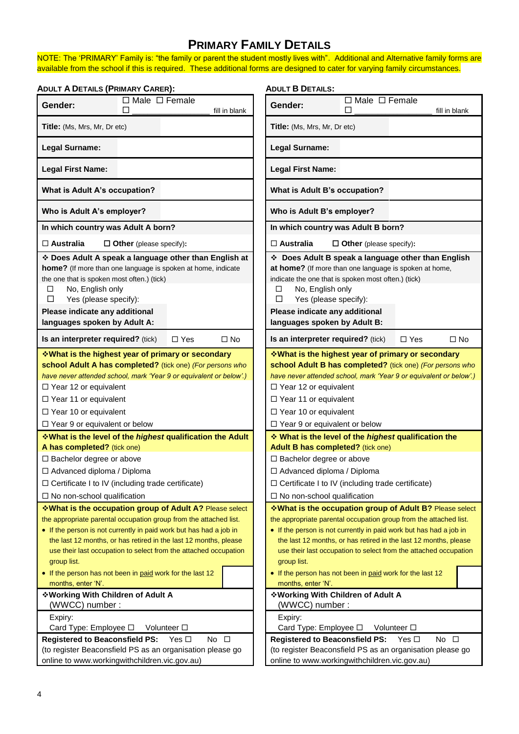# PRIMARY FAMILY DETAILS

NOTE: The 'PRIMARY' Family is: "the family or parent the student mostly lives with". Additional and Alternative family forms are available from the school if this is required. These additional forms are designed to cater for varying family circumstances.

| ADULT A DETAILS (PRIMARY CARER): | | ADULT B DETAILS: | |
|---|---|---|---|
| **Gender:** | ☐ Male ☐ Female ☐ ____________ fill in blank | **Gender:** | ☐ Male ☐ Female ☐ ____________ fill in blank |
| **Title:** (Ms, Mrs, Mr, Dr etc) | | **Title:** (Ms, Mrs, Mr, Dr etc) | |
| **Legal Surname:** | | **Legal Surname:** | |
| **Legal First Name:** | | **Legal First Name:** | |
| **What is Adult A's occupation?** | | **What is Adult B's occupation?** | |
| **Who is Adult A's employer?** | | **Who is Adult B's employer?** | |
| **In which country was Adult A born?** ☐ **Australia** ☐ **Other** (please specify): | | **In which country was Adult B born?** ☐ **Australia** ☐ **Other** (please specify): | |
| ❖ **Does Adult A speak a language other than English at home?** (If more than one language is spoken at home, indicate the one that is spoken most often.) (tick) ☐ No, English only ☐ Yes (please specify): | | ❖ **Does Adult B speak a language other than English at home?** (If more than one language is spoken at home, indicate the one that is spoken most often.) (tick) ☐ No, English only ☐ Yes (please specify): | |
| **Please indicate any additional languages spoken by Adult A:** | | **Please indicate any additional languages spoken by Adult B:** | |
| **Is an interpreter required?** (tick) | ☐ Yes ☐ No | **Is an interpreter required?** (tick) | ☐ Yes ☐ No |
| ❖**What is the highest year of primary or secondary school Adult A has completed?** (tick one) *(For persons who have never attended school, mark 'Year 9 or equivalent or below'.)* ☐ Year 12 or equivalent ☐ Year 11 or equivalent ☐ Year 10 or equivalent ☐ Year 9 or equivalent or below | | ❖**What is the highest year of primary or secondary school Adult B has completed?** (tick one) *(For persons who have never attended school, mark 'Year 9 or equivalent or below'.)* ☐ Year 12 or equivalent ☐ Year 11 or equivalent ☐ Year 10 or equivalent ☐ Year 9 or equivalent or below | |
| ❖**What is the level of the *highest* qualification the Adult A has completed?** (tick one) ☐ Bachelor degree or above ☐ Advanced diploma / Diploma ☐ Certificate I to IV (including trade certificate) ☐ No non-school qualification | | ❖ **What is the level of the *highest* qualification the Adult B has completed?** (tick one) ☐ Bachelor degree or above ☐ Advanced diploma / Diploma ☐ Certificate I to IV (including trade certificate) ☐ No non-school qualification | |
| ❖**What is the occupation group of Adult A?** Please select the appropriate parental occupation group from the attached list. • If the person is not currently in paid work but has had a job in the last 12 months, or has retired in the last 12 months, please use their last occupation to select from the attached occupation group list. • If the person has not been in paid work for the last 12 months, enter 'N'. | | ❖**What is the occupation group of Adult B?** Please select the appropriate parental occupation group from the attached list. • If the person is not currently in paid work but has had a job in the last 12 months, or has retired in the last 12 months, please use their last occupation to select from the attached occupation group list. • If the person has not been in paid work for the last 12 months, enter 'N'. | |
| ❖**Working With Children of Adult A** (WWCC) number : | | ❖**Working With Children of Adult A** (WWCC) number : | |
| Expiry: Card Type: Employee ☐ Volunteer ☐ | | Expiry: Card Type: Employee ☐ Volunteer ☐ | |
| **Registered to Beaconsfield PS:** Yes ☐ No ☐ (to register Beaconsfield PS as an organisation please go online to www.workingwithchildren.vic.gov.au) | | **Registered to Beaconsfield PS:** Yes ☐ No ☐ (to register Beaconsfield PS as an organisation please go online to www.workingwithchildren.vic.gov.au) | |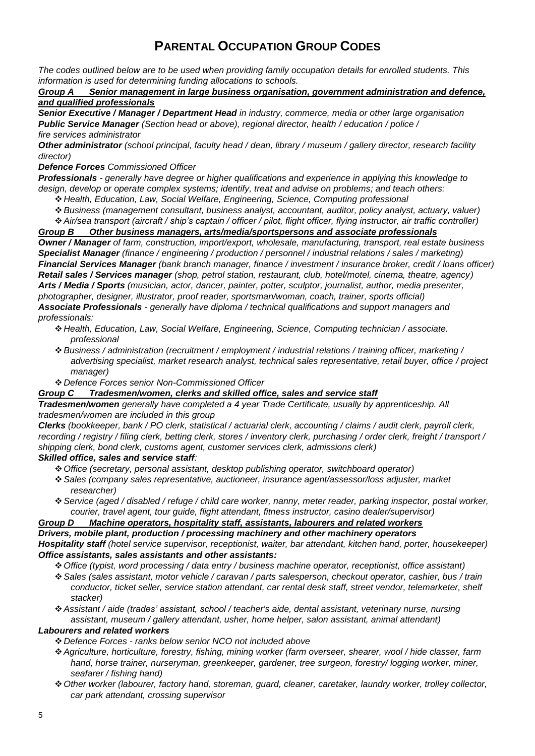# Parental Occupation Group Codes

*The codes outlined below are to be used when providing family occupation details for enrolled students. This information is used for determining funding allocations to schools.*

***Group A Senior management in large business organisation, government administration and defence, and qualified professionals***

***Senior Executive / Manager / Department Head*** *in industry, commerce, media or other large organisation*

***Public Service Manager*** *(Section head or above), regional director, health / education / police / fire services administrator*

***Other administrator*** *(school principal, faculty head / dean, library / museum / gallery director, research facility director)*

***Defence Forces*** *Commissioned Officer*

***Professionals*** *- generally have degree or higher qualifications and experience in applying this knowledge to design, develop or operate complex systems; identify, treat and advise on problems; and teach others:*

- *Health, Education, Law, Social Welfare, Engineering, Science, Computing professional*
- *Business (management consultant, business analyst, accountant, auditor, policy analyst, actuary, valuer)*
- *Air/sea transport (aircraft / ship's captain / officer / pilot, flight officer, flying instructor, air traffic controller)*

***Group B Other business managers, arts/media/sportspersons and associate professionals***

***Owner / Manager*** *of farm, construction, import/export, wholesale, manufacturing, transport, real estate business*

***Specialist Manager*** *(finance / engineering / production / personnel / industrial relations / sales / marketing)*

***Financial Services Manager*** *(bank branch manager, finance / investment / insurance broker, credit / loans officer)*

***Retail sales / Services manager*** *(shop, petrol station, restaurant, club, hotel/motel, cinema, theatre, agency)*

***Arts / Media / Sports*** *(musician, actor, dancer, painter, potter, sculptor, journalist, author, media presenter, photographer, designer, illustrator, proof reader, sportsman/woman, coach, trainer, sports official)*

***Associate Professionals*** *- generally have diploma / technical qualifications and support managers and professionals:*

- *Health, Education, Law, Social Welfare, Engineering, Science, Computing technician / associate. professional*
- *Business / administration (recruitment / employment / industrial relations / training officer, marketing / advertising specialist, market research analyst, technical sales representative, retail buyer, office / project manager)*
- *Defence Forces senior Non-Commissioned Officer*

***Group C Tradesmen/women, clerks and skilled office, sales and service staff***

***Tradesmen/women*** *generally have completed a 4 year Trade Certificate, usually by apprenticeship. All tradesmen/women are included in this group*

***Clerks*** *(bookkeeper, bank / PO clerk, statistical / actuarial clerk, accounting / claims / audit clerk, payroll clerk, recording / registry / filing clerk, betting clerk, stores / inventory clerk, purchasing / order clerk, freight / transport / shipping clerk, bond clerk, customs agent, customer services clerk, admissions clerk)*

***Skilled office, sales and service staff:***

- *Office (secretary, personal assistant, desktop publishing operator, switchboard operator)*
- *Sales (company sales representative, auctioneer, insurance agent/assessor/loss adjuster, market researcher)*
- *Service (aged / disabled / refuge / child care worker, nanny, meter reader, parking inspector, postal worker, courier, travel agent, tour guide, flight attendant, fitness instructor, casino dealer/supervisor)*

***Group D Machine operators, hospitality staff, assistants, labourers and related workers***

***Drivers, mobile plant, production / processing machinery and other machinery operators***

***Hospitality staff*** *(hotel service supervisor, receptionist, waiter, bar attendant, kitchen hand, porter, housekeeper)*

***Office assistants, sales assistants and other assistants:***

- *Office (typist, word processing / data entry / business machine operator, receptionist, office assistant)*
- *Sales (sales assistant, motor vehicle / caravan / parts salesperson, checkout operator, cashier, bus / train conductor, ticket seller, service station attendant, car rental desk staff, street vendor, telemarketer, shelf stacker)*
- *Assistant / aide (trades' assistant, school / teacher's aide, dental assistant, veterinary nurse, nursing assistant, museum / gallery attendant, usher, home helper, salon assistant, animal attendant)*

***Labourers and related workers***

- *Defence Forces - ranks below senior NCO not included above*
- *Agriculture, horticulture, forestry, fishing, mining worker (farm overseer, shearer, wool / hide classer, farm hand, horse trainer, nurseryman, greenkeeper, gardener, tree surgeon, forestry/ logging worker, miner, seafarer / fishing hand)*
- *Other worker (labourer, factory hand, storeman, guard, cleaner, caretaker, laundry worker, trolley collector, car park attendant, crossing supervisor*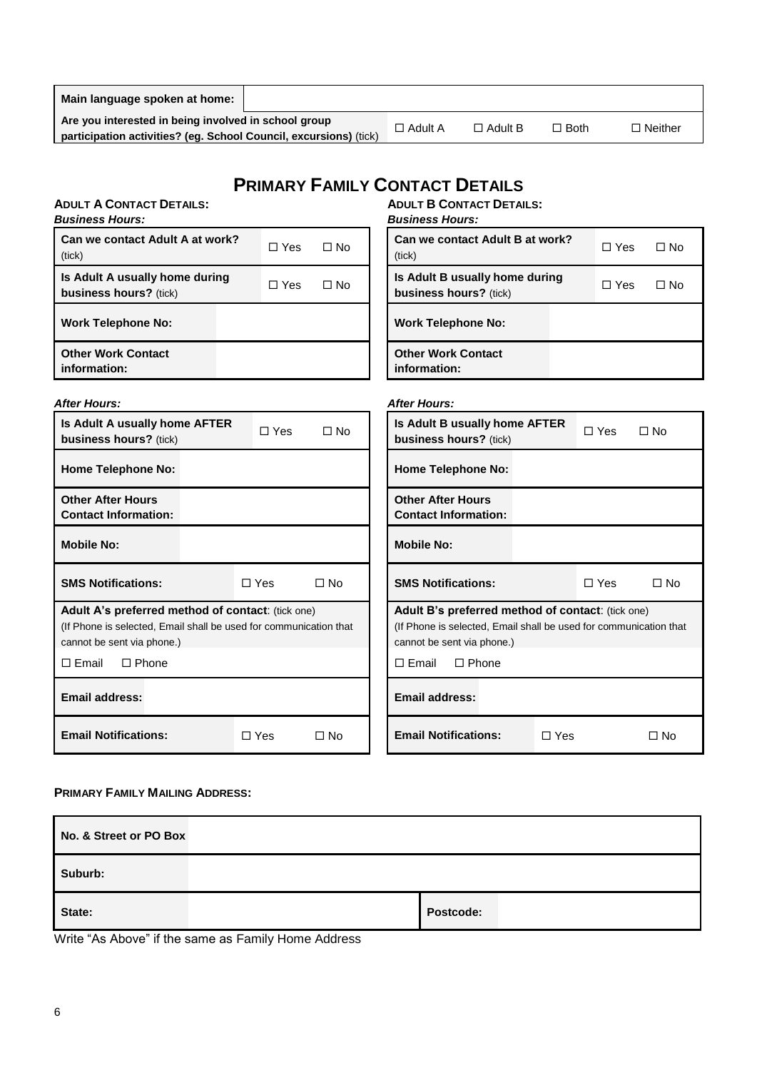| Main language spoken at home: | | | | |
|---|---|---|---|---|
| Are you interested in being involved in school group participation activities? (eg. School Council, excursions) (tick) | ☐ Adult A | ☐ Adult B | ☐ Both | ☐ Neither |

# Primary Family Contact Details

### Adult A Contact Details:

***Business Hours:***

| Can we contact Adult A at work? (tick) | ☐ Yes | ☐ No |
|---|---|---|
| Is Adult A usually home during business hours? (tick) | ☐ Yes | ☐ No |
| **Work Telephone No:** | | |
| **Other Work Contact information:** | | |

***After Hours:***

| Is Adult A usually home AFTER business hours? (tick) | ☐ Yes | ☐ No |
|---|---|---|
| **Home Telephone No:** | | |
| **Other After Hours Contact Information:** | | |
| **Mobile No:** | | |
| **SMS Notifications:** | ☐ Yes | ☐ No |

**Adult A's preferred method of contact**: (tick one)
(If Phone is selected, Email shall be used for communication that cannot be sent via phone.)

☐ Email ☐ Phone

| Email address: | | |
|---|---|---|
| **Email Notifications:** | ☐ Yes | ☐ No |

### Adult B Contact Details:

***Business Hours:***

| Can we contact Adult B at work? (tick) | ☐ Yes | ☐ No |
|---|---|---|
| Is Adult B usually home during business hours? (tick) | ☐ Yes | ☐ No |
| **Work Telephone No:** | | |
| **Other Work Contact information:** | | |

***After Hours:***

| Is Adult B usually home AFTER business hours? (tick) | ☐ Yes | ☐ No |
|---|---|---|
| **Home Telephone No:** | | |
| **Other After Hours Contact Information:** | | |
| **Mobile No:** | | |
| **SMS Notifications:** | ☐ Yes | ☐ No |

**Adult B's preferred method of contact**: (tick one)
(If Phone is selected, Email shall be used for communication that cannot be sent via phone.)

☐ Email ☐ Phone

| Email address: | | |
|---|---|---|
| **Email Notifications:** | ☐ Yes | ☐ No |

### Primary Family Mailing Address:

| No. & Street or PO Box | | | |
|---|---|---|---|
| **Suburb:** | | | |
| **State:** | | **Postcode:** | |

Write "As Above" if the same as Family Home Address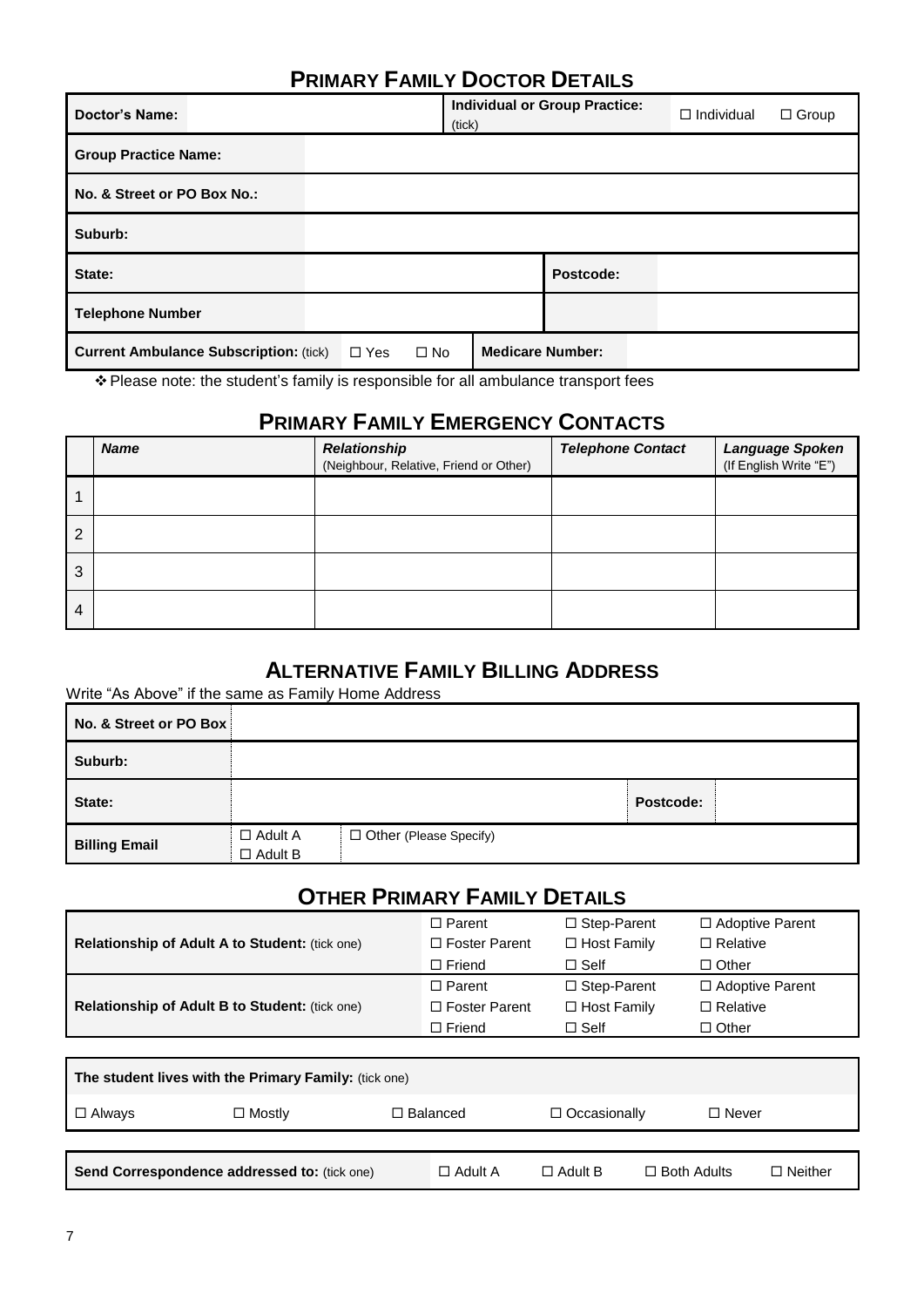## PRIMARY FAMILY DOCTOR DETAILS

| **Doctor's Name:** | | **Individual or Group Practice:** (tick) | ☐ Individual ☐ Group |
|---|---|---|---|
| **Group Practice Name:** | | | |
| **No. & Street or PO Box No.:** | | | |
| **Suburb:** | | | |
| **State:** | | **Postcode:** | |
| **Telephone Number** | | | |
| **Current Ambulance Subscription:** (tick) | ☐ Yes ☐ No | **Medicare Number:** | |

❖ Please note: the student's family is responsible for all ambulance transport fees

## PRIMARY FAMILY EMERGENCY CONTACTS

| | ***Name*** | ***Relationship*** (Neighbour, Relative, Friend or Other) | ***Telephone Contact*** | ***Language Spoken*** (If English Write "E") |
|---|---|---|---|---|
| 1 | | | | |
| 2 | | | | |
| 3 | | | | |
| 4 | | | | |

## ALTERNATIVE FAMILY BILLING ADDRESS

Write "As Above" if the same as Family Home Address

| **No. & Street or PO Box** | | | |
|---|---|---|---|
| **Suburb:** | | | |
| **State:** | | **Postcode:** | |
| **Billing Email** | ☐ Adult A ☐ Adult B | ☐ Other (Please Specify) | |

## OTHER PRIMARY FAMILY DETAILS

| | | | |
|---|---|---|---|
| **Relationship of Adult A to Student:** (tick one) | ☐ Parent<br>☐ Foster Parent<br>☐ Friend | ☐ Step-Parent<br>☐ Host Family<br>☐ Self | ☐ Adoptive Parent<br>☐ Relative<br>☐ Other |
| **Relationship of Adult B to Student:** (tick one) | ☐ Parent<br>☐ Foster Parent<br>☐ Friend | ☐ Step-Parent<br>☐ Host Family<br>☐ Self | ☐ Adoptive Parent<br>☐ Relative<br>☐ Other |

| **The student lives with the Primary Family:** (tick one) | | | | |
|---|---|---|---|---|
| ☐ Always | ☐ Mostly | ☐ Balanced | ☐ Occasionally | ☐ Never |

| **Send Correspondence addressed to:** (tick one) | ☐ Adult A | ☐ Adult B | ☐ Both Adults | ☐ Neither |
|---|---|---|---|---|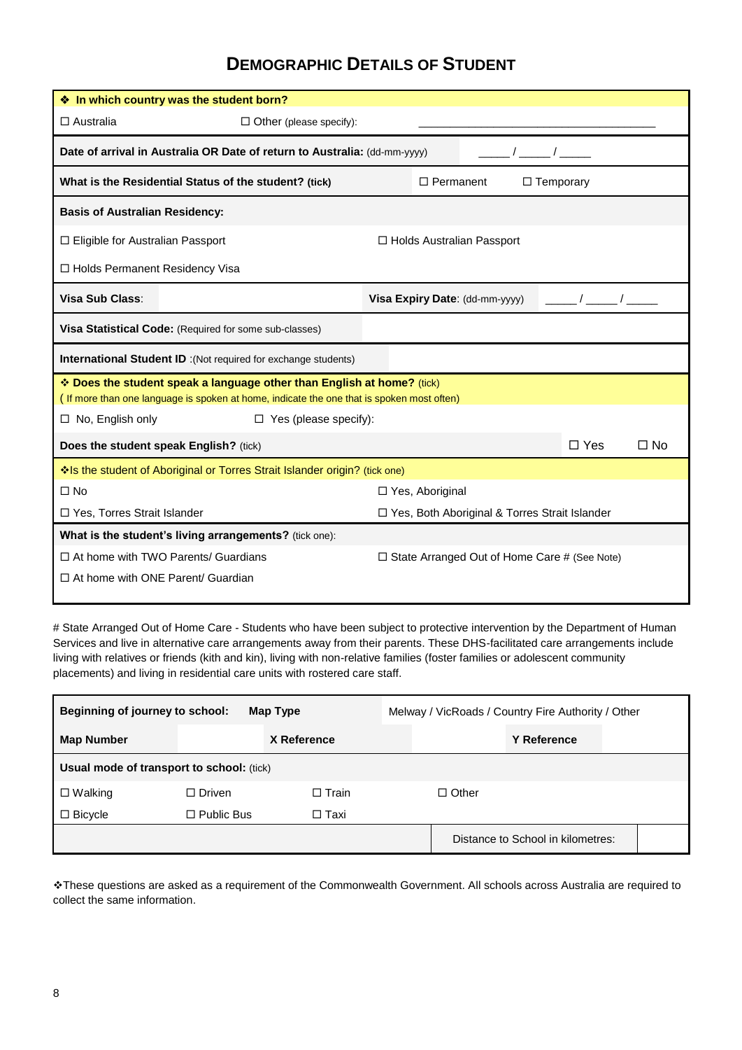# DEMOGRAPHIC DETAILS OF STUDENT

| ❖ **In which country was the student born?** | | | |
|---|---|---|---|
| ☐ Australia | ☐ Other (please specify): | ______________________ | |
| **Date of arrival in Australia OR Date of return to Australia:** (dd-mm-yyyy) | | ____ / ____ / ____ | |
| **What is the Residential Status of the student? (tick)** | | ☐ Permanent | ☐ Temporary |
| **Basis of Australian Residency:** | | | |
| ☐ Eligible for Australian Passport | | ☐ Holds Australian Passport | |
| ☐ Holds Permanent Residency Visa | | | |
| **Visa Sub Class**: | | **Visa Expiry Date**: (dd-mm-yyyy) | ____ / ____ / ____ |
| **Visa Statistical Code:** (Required for some sub-classes) | | | |
| **International Student ID** :(Not required for exchange students) | | | |
| ❖ **Does the student speak a language other than English at home?** (tick) ( If more than one language is spoken at home, indicate the one that is spoken most often) | | | |
| ☐ No, English only | ☐ Yes (please specify): | | |
| **Does the student speak English?** (tick) | | ☐ Yes | ☐ No |
| ❖Is the student of Aboriginal or Torres Strait Islander origin? (tick one) | | | |
| ☐ No | | ☐ Yes, Aboriginal | |
| ☐ Yes, Torres Strait Islander | | ☐ Yes, Both Aboriginal & Torres Strait Islander | |
| **What is the student's living arrangements?** (tick one): | | | |
| ☐ At home with TWO Parents/ Guardians | | ☐ State Arranged Out of Home Care # (See Note) | |
| ☐ At home with ONE Parent/ Guardian | | | |

# State Arranged Out of Home Care - Students who have been subject to protective intervention by the Department of Human Services and live in alternative care arrangements away from their parents. These DHS-facilitated care arrangements include living with relatives or friends (kith and kin), living with non-relative families (foster families or adolescent community placements) and living in residential care units with rostered care staff.

| **Beginning of journey to school:** | | **Map Type** | Melway / VicRoads / Country Fire Authority / Other | | |
|---|---|---|---|---|---|
| **Map Number** | | **X Reference** | | **Y Reference** | |
| **Usual mode of transport to school:** (tick) | | | | | |
| ☐ Walking | ☐ Driven | ☐ Train | ☐ Other | | |
| ☐ Bicycle | ☐ Public Bus | ☐ Taxi | | | |
| | | | Distance to School in kilometres: | | |

❖These questions are asked as a requirement of the Commonwealth Government. All schools across Australia are required to collect the same information.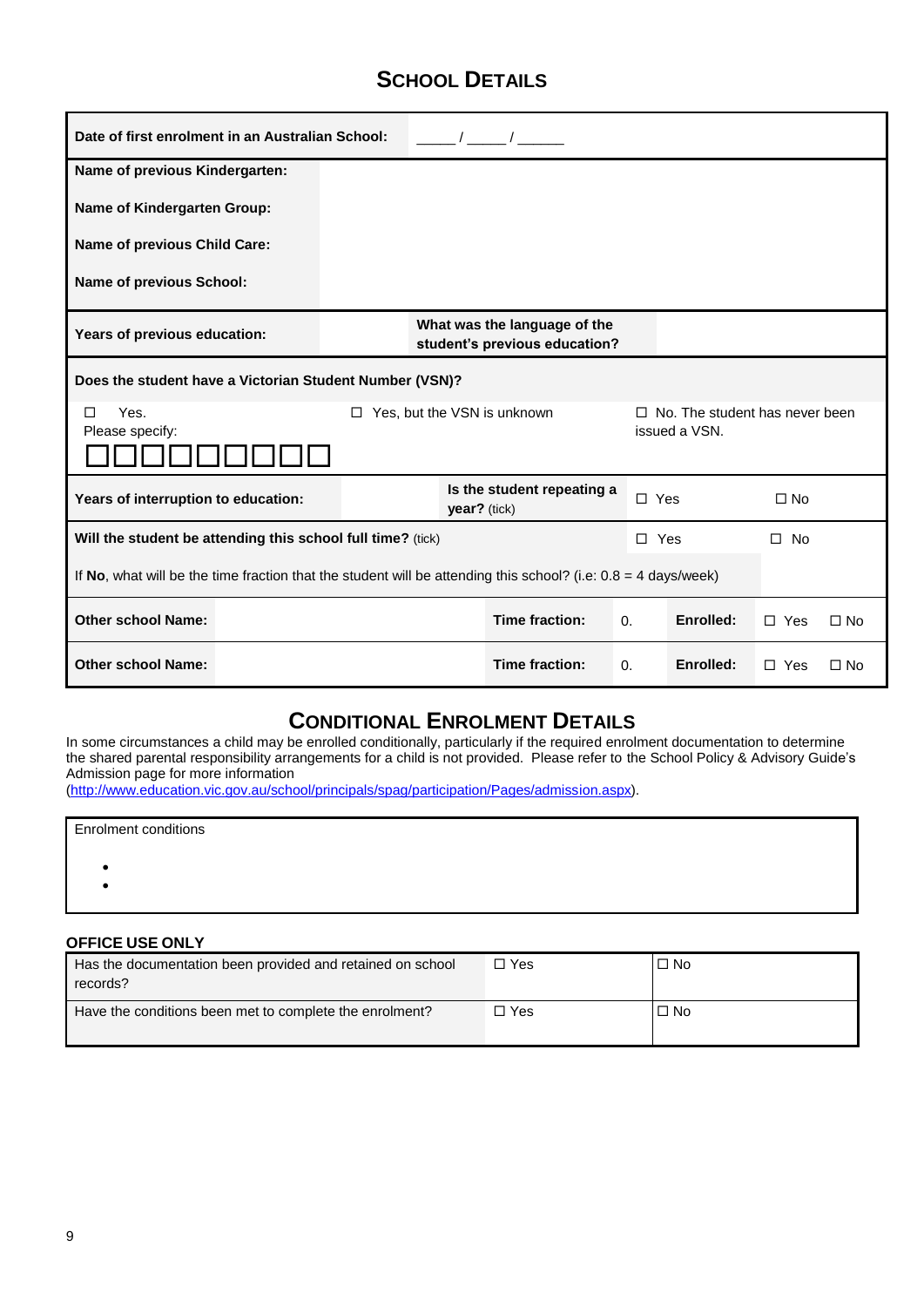# SCHOOL DETAILS

| | | | | | | |
|---|---|---|---|---|---|---|
| **Date of first enrolment in an Australian School:** | \_\_\_\_\_ / \_\_\_\_\_ / \_\_\_\_\_\_ | | | | | |
| **Name of previous Kindergarten:** | | | | | | |
| **Name of Kindergarten Group:** | | | | | | |
| **Name of previous Child Care:** | | | | | | |
| **Name of previous School:** | | | | | | |
| **Years of previous education:** | | **What was the language of the student's previous education?** | | | | |
| **Does the student have a Victorian Student Number (VSN)?** | | | | | | |
| ☐ Yes. Please specify: ☐☐☐☐☐☐☐☐☐☐ | | ☐ Yes, but the VSN is unknown | | ☐ No. The student has never been issued a VSN. | | |
| **Years of interruption to education:** | | **Is the student repeating a year?** (tick) | | ☐ Yes | ☐ No | |
| **Will the student be attending this school full time?** (tick) | | | | ☐ Yes | ☐ No | |
| If **No**, what will be the time fraction that the student will be attending this school? (i.e: 0.8 = 4 days/week) | | | | | | |
| **Other school Name:** | | **Time fraction:** | 0. | **Enrolled:** | ☐ Yes | ☐ No |
| **Other school Name:** | | **Time fraction:** | 0. | **Enrolled:** | ☐ Yes | ☐ No |

# CONDITIONAL ENROLMENT DETAILS

In some circumstances a child may be enrolled conditionally, particularly if the required enrolment documentation to determine the shared parental responsibility arrangements for a child is not provided. Please refer to the School Policy & Advisory Guide's Admission page for more information (http://www.education.vic.gov.au/school/principals/spag/participation/Pages/admission.aspx).

Enrolment conditions

- 
- 

**OFFICE USE ONLY**

| | | |
|---|---|---|
| Has the documentation been provided and retained on school records? | ☐ Yes | ☐ No |
| Have the conditions been met to complete the enrolment? | ☐ Yes | ☐ No |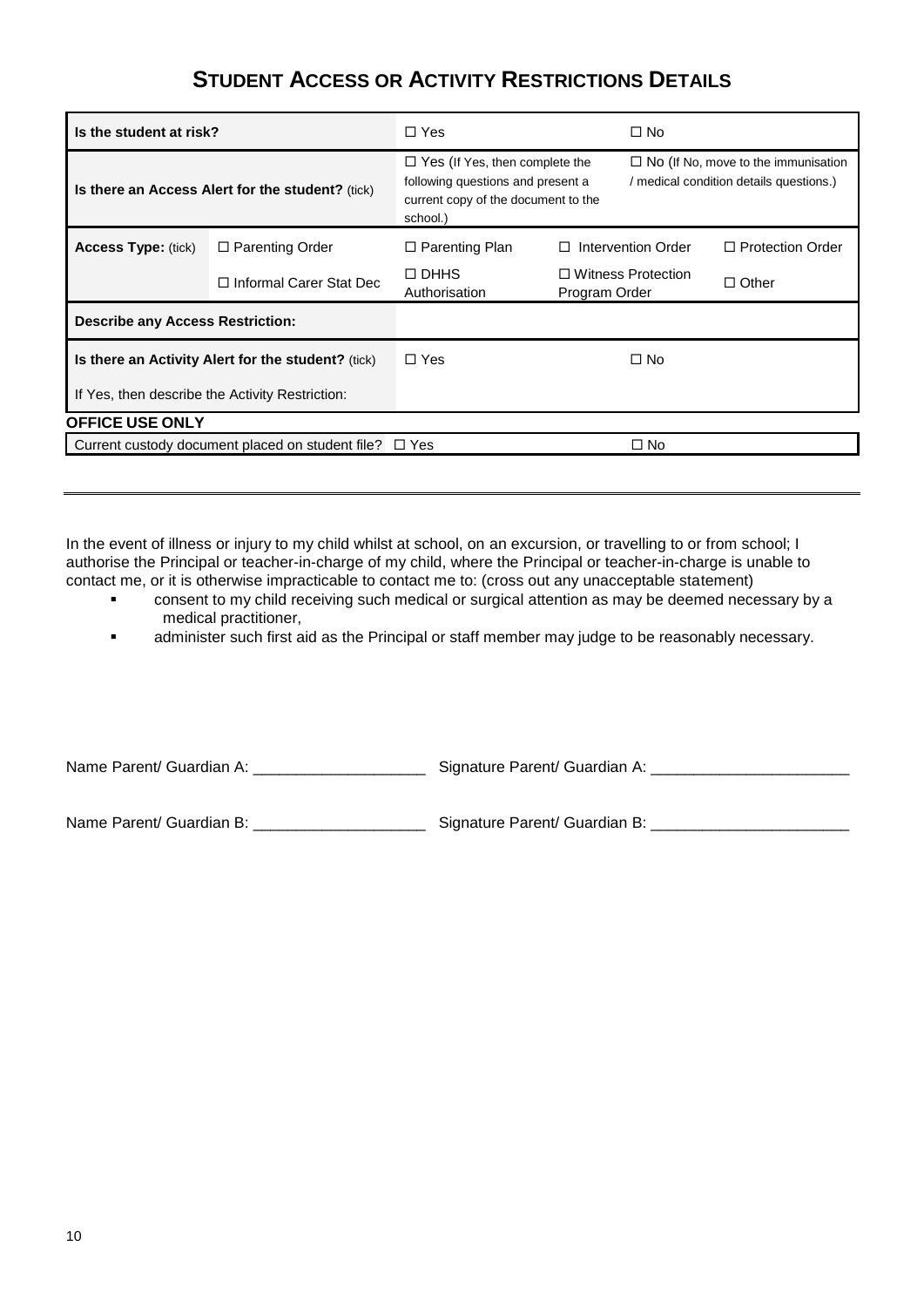## Student Access or Activity Restrictions Details

| | | | | |
|---|---|---|---|---|
| **Is the student at risk?** | | ☐ Yes | ☐ No | |
| **Is there an Access Alert for the student?** (tick) | | ☐ Yes (If Yes, then complete the following questions and present a current copy of the document to the school.) | ☐ No (If No, move to the immunisation / medical condition details questions.) | |
| **Access Type:** (tick) | ☐ Parenting Order | ☐ Parenting Plan | ☐ Intervention Order | ☐ Protection Order |
| | ☐ Informal Carer Stat Dec | ☐ DHHS Authorisation | ☐ Witness Protection Program Order | ☐ Other |
| **Describe any Access Restriction:** | | | | |
| **Is there an Activity Alert for the student?** (tick) | | ☐ Yes | ☐ No | |
| If Yes, then describe the Activity Restriction: | | | | |

**OFFICE USE ONLY**

| | | |
|---|---|---|
| Current custody document placed on student file? | ☐ Yes | ☐ No |

---

In the event of illness or injury to my child whilst at school, on an excursion, or travelling to or from school; I authorise the Principal or teacher-in-charge of my child, where the Principal or teacher-in-charge is unable to contact me, or it is otherwise impracticable to contact me to: (cross out any unacceptable statement)

- consent to my child receiving such medical or surgical attention as may be deemed necessary by a medical practitioner,
- administer such first aid as the Principal or staff member may judge to be reasonably necessary.

Name Parent/ Guardian A: ____________________ Signature Parent/ Guardian A: _______________________

Name Parent/ Guardian B: ____________________ Signature Parent/ Guardian B: _______________________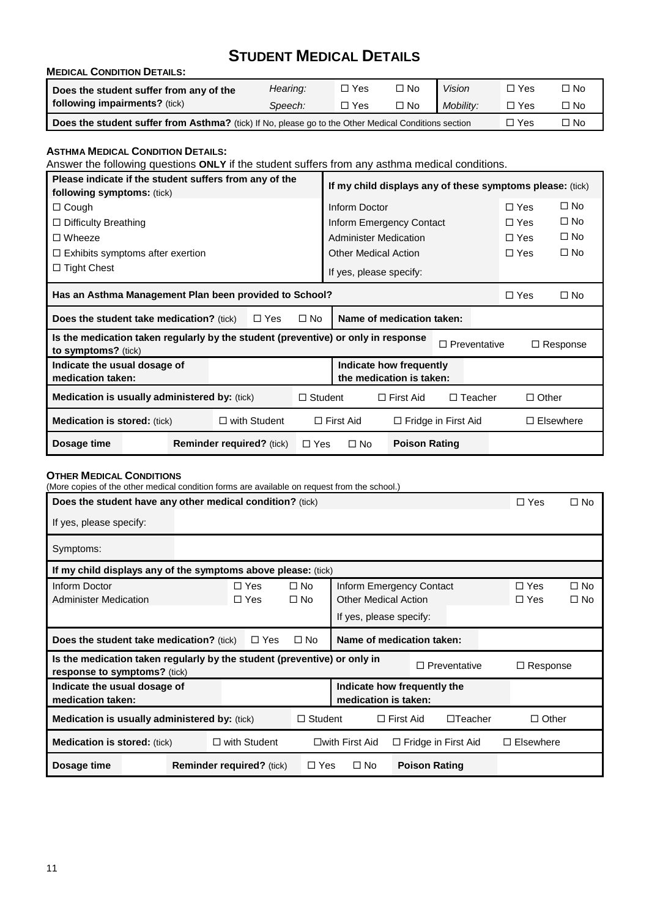# STUDENT MEDICAL DETAILS

**MEDICAL CONDITION DETAILS:**

| **Does the student suffer from any of the following impairments?** (tick) | *Hearing:* | ☐ Yes | ☐ No | *Vision* | ☐ Yes | ☐ No |
|---|---|---|---|---|---|---|
| | *Speech:* | ☐ Yes | ☐ No | *Mobility:* | ☐ Yes | ☐ No |
| **Does the student suffer from Asthma?** (tick) If No, please go to the Other Medical Conditions section | | | | | ☐ Yes | ☐ No |

**ASTHMA MEDICAL CONDITION DETAILS:**

Answer the following questions **ONLY** if the student suffers from any asthma medical conditions.

| **Please indicate if the student suffers from any of the following symptoms:** (tick) | **If my child displays any of these symptoms please:** (tick) | | |
|---|---|---|---|
| ☐ Cough | Inform Doctor | ☐ Yes | ☐ No |
| ☐ Difficulty Breathing | Inform Emergency Contact | ☐ Yes | ☐ No |
| ☐ Wheeze | Administer Medication | ☐ Yes | ☐ No |
| ☐ Exhibits symptoms after exertion | Other Medical Action | ☐ Yes | ☐ No |
| ☐ Tight Chest | If yes, please specify: | | |

| **Has an Asthma Management Plan been provided to School?** | | | | ☐ Yes | ☐ No |
|---|---|---|---|---|---|
| **Does the student take medication?** (tick) | ☐ Yes | ☐ No | **Name of medication taken:** | | |
| **Is the medication taken regularly by the student (preventive) or only in response to symptoms?** (tick) | | | ☐ Preventative | | ☐ Response |
| **Indicate the usual dosage of medication taken:** | | | **Indicate how frequently the medication is taken:** | | |
| **Medication is usually administered by:** (tick) | ☐ Student | ☐ First Aid | ☐ Teacher | | ☐ Other |
| **Medication is stored:** (tick) | ☐ with Student | ☐ First Aid | ☐ Fridge in First Aid | | ☐ Elsewhere |
| **Dosage time** | | **Reminder required?** (tick) ☐ Yes ☐ No | **Poison Rating** | | |

**OTHER MEDICAL CONDITIONS**

(More copies of the other medical condition forms are available on request from the school.)

| **Does the student have any other medical condition?** (tick) | | ☐ Yes | ☐ No |
|---|---|---|---|
| If yes, please specify: | | | |
| Symptoms: | | | |

| **If my child displays any of the symptoms above please:** (tick) | | | | | |
|---|---|---|---|---|---|
| Inform Doctor | ☐ Yes | ☐ No | Inform Emergency Contact | ☐ Yes | ☐ No |
| Administer Medication | ☐ Yes | ☐ No | Other Medical Action | ☐ Yes | ☐ No |
| | | | If yes, please specify: | | |

| **Does the student take medication?** (tick) | ☐ Yes | ☐ No | **Name of medication taken:** | | |
|---|---|---|---|---|---|
| **Is the medication taken regularly by the student (preventive) or only in response to symptoms?** (tick) | | | ☐ Preventative | | ☐ Response |
| **Indicate the usual dosage of medication taken:** | | | **Indicate how frequently the medication is taken:** | | |
| **Medication is usually administered by:** (tick) | ☐ Student | ☐ First Aid | ☐Teacher | | ☐ Other |
| **Medication is stored:** (tick) | ☐ with Student | ☐with First Aid | ☐ Fridge in First Aid | | ☐ Elsewhere |
| **Dosage time** | | **Reminder required?** (tick) ☐ Yes ☐ No | **Poison Rating** | | |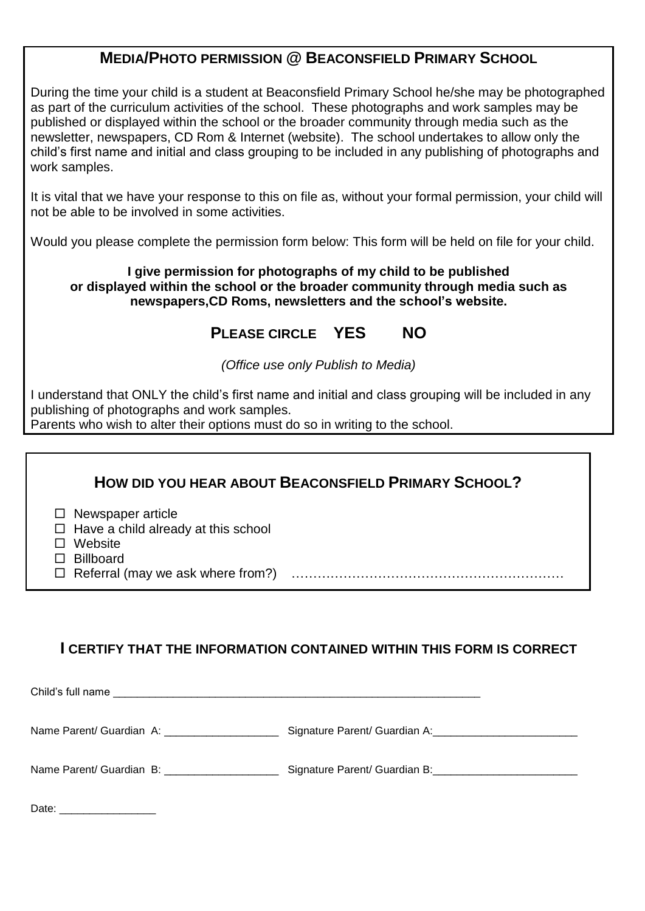## MEDIA/PHOTO PERMISSION @ BEACONSFIELD PRIMARY SCHOOL

During the time your child is a student at Beaconsfield Primary School he/she may be photographed as part of the curriculum activities of the school. These photographs and work samples may be published or displayed within the school or the broader community through media such as the newsletter, newspapers, CD Rom & Internet (website). The school undertakes to allow only the child's first name and initial and class grouping to be included in any publishing of photographs and work samples.

It is vital that we have your response to this on file as, without your formal permission, your child will not be able to be involved in some activities.

Would you please complete the permission form below: This form will be held on file for your child.

**I give permission for photographs of my child to be published or displayed within the school or the broader community through media such as newspapers,CD Roms, newsletters and the school's website.**

**PLEASE CIRCLE YES NO**

*(Office use only Publish to Media)*

I understand that ONLY the child's first name and initial and class grouping will be included in any publishing of photographs and work samples.
Parents who wish to alter their options must do so in writing to the school.

## HOW DID YOU HEAR ABOUT BEACONSFIELD PRIMARY SCHOOL?

- ☐ Newspaper article
- ☐ Have a child already at this school
- ☐ Website
- ☐ Billboard
- ☐ Referral (may we ask where from?) ……………………………………………………

## I CERTIFY THAT THE INFORMATION CONTAINED WITHIN THIS FORM IS CORRECT

Child's full name ______________________________________________________________

Name Parent/ Guardian A: ___________________ Signature Parent/ Guardian A:________________________

Name Parent/ Guardian B: ___________________ Signature Parent/ Guardian B:________________________

Date: ________________